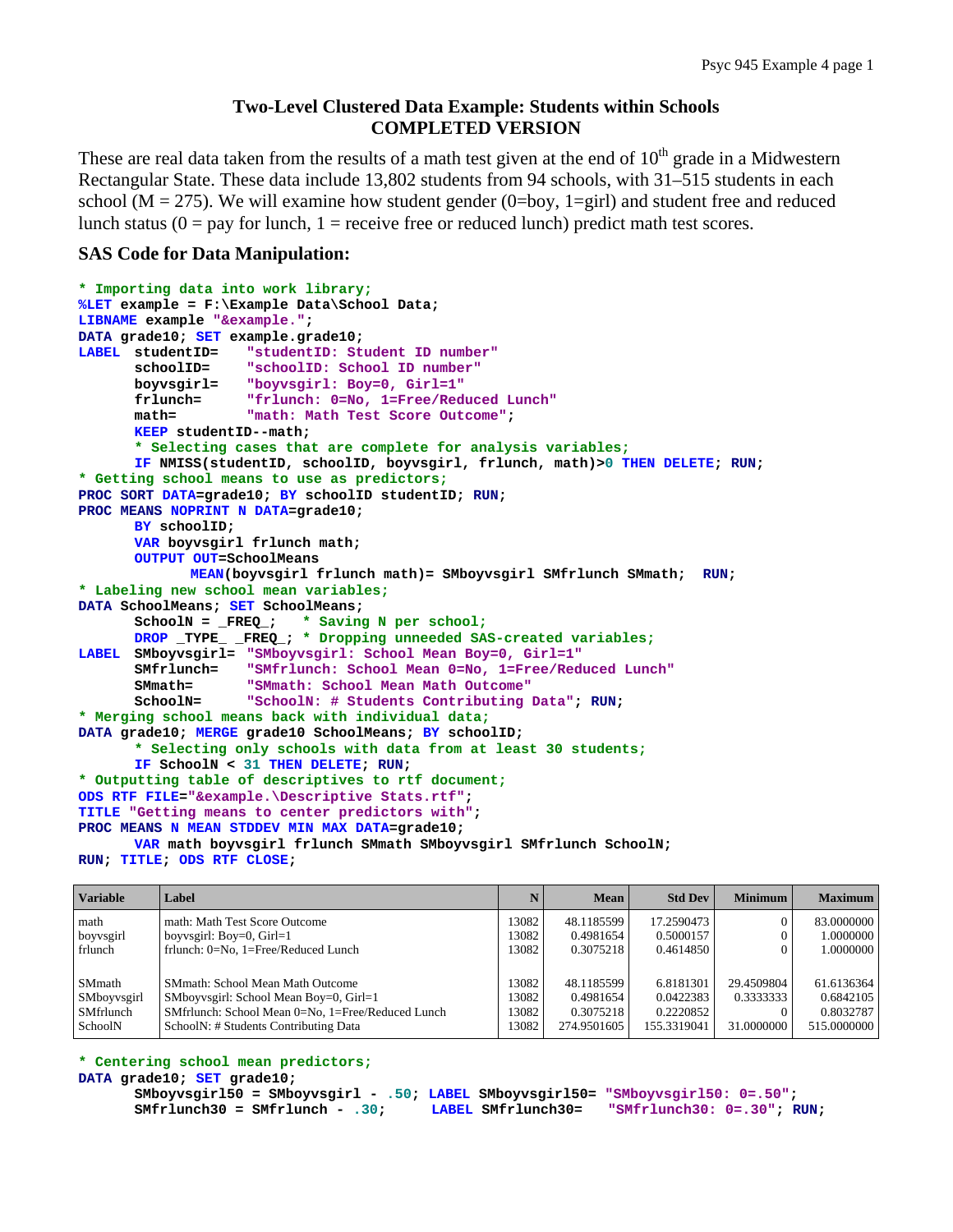# Two-Level Clustered Data Example: Students within Schools
## COMPLETED VERSION

These are real data taken from the results of a math test given at the end of 10th grade in a Midwestern Rectangular State. These data include 13,802 students from 94 schools, with 31–515 students in each school (M = 275). We will examine how student gender (0=boy, 1=girl) and student free and reduced lunch status (0 = pay for lunch, 1 = receive free or reduced lunch) predict math test scores.

### SAS Code for Data Manipulation:

```
* Importing data into work library;
%LET example = F:\Example Data\School Data;
LIBNAME example "&example.";
DATA grade10; SET example.grade10;
LABEL  studentID=    "studentID: Student ID number"
       schoolID=     "schoolID: School ID number"
       boyvsgirl=    "boyvsgirl: Boy=0, Girl=1"
       frlunch=      "frlunch: 0=No, 1=Free/Reduced Lunch"
       math=         "math: Math Test Score Outcome";
       KEEP studentID--math;
       * Selecting cases that are complete for analysis variables;
       IF NMISS(studentID, schoolID, boyvsgirl, frlunch, math)>0 THEN DELETE; RUN;
* Getting school means to use as predictors;
PROC SORT DATA=grade10; BY schoolID studentID; RUN;
PROC MEANS NOPRINT N DATA=grade10;
       BY schoolID;
       VAR boyvsgirl frlunch math;
       OUTPUT OUT=SchoolMeans
              MEAN(boyvsgirl frlunch math)= SMboyvsgirl SMfrlunch SMmath;  RUN;
* Labeling new school mean variables;
DATA SchoolMeans; SET SchoolMeans;
       SchoolN = _FREQ_;   * Saving N per school;
       DROP _TYPE_ _FREQ_; * Dropping unneeded SAS-created variables;
LABEL  SMboyvsgirl=  "SMboyvsgirl: School Mean Boy=0, Girl=1"
       SMfrlunch=    "SMfrlunch: School Mean 0=No, 1=Free/Reduced Lunch"
       SMmath=       "SMmath: School Mean Math Outcome"
       SchoolN=      "SchoolN: # Students Contributing Data"; RUN;
* Merging school means back with individual data;
DATA grade10; MERGE grade10 SchoolMeans; BY schoolID;
       * Selecting only schools with data from at least 30 students;
       IF SchoolN < 31 THEN DELETE; RUN;
* Outputting table of descriptives to rtf document;
ODS RTF FILE="&example.\Descriptive Stats.rtf";
TITLE "Getting means to center predictors with";
PROC MEANS N MEAN STDDEV MIN MAX DATA=grade10;
       VAR math boyvsgirl frlunch SMmath SMboyvsgirl SMfrlunch SchoolN;
RUN; TITLE; ODS RTF CLOSE;
```

| Variable | Label | N | Mean | Std Dev | Minimum | Maximum |
|---|---|---|---|---|---|---|
| math | math: Math Test Score Outcome | 13082 | 48.1185599 | 17.2590473 | 0 | 83.0000000 |
| boyvsgirl | boyvsgirl: Boy=0, Girl=1 | 13082 | 0.4981654 | 0.5000157 | 0 | 1.0000000 |
| frlunch | frlunch: 0=No, 1=Free/Reduced Lunch | 13082 | 0.3075218 | 0.4614850 | 0 | 1.0000000 |
| SMmath | SMmath: School Mean Math Outcome | 13082 | 48.1185599 | 6.8181301 | 29.4509804 | 61.6136364 |
| SMboyvsgirl | SMboyvsgirl: School Mean Boy=0, Girl=1 | 13082 | 0.4981654 | 0.0422383 | 0.3333333 | 0.6842105 |
| SMfrlunch | SMfrlunch: School Mean 0=No, 1=Free/Reduced Lunch | 13082 | 0.3075218 | 0.2220852 | 0 | 0.8032787 |
| SchoolN | SchoolN: # Students Contributing Data | 13082 | 274.9501605 | 155.3319041 | 31.0000000 | 515.0000000 |

```
* Centering school mean predictors;
DATA grade10; SET grade10;
       SMboyvsgirl50 = SMboyvsgirl - .50; LABEL SMboyvsgirl50= "SMboyvsgirl50: 0=.50";
       SMfrlunch30 = SMfrlunch - .30;      LABEL SMfrlunch30=   "SMfrlunch30: 0=.30"; RUN;
```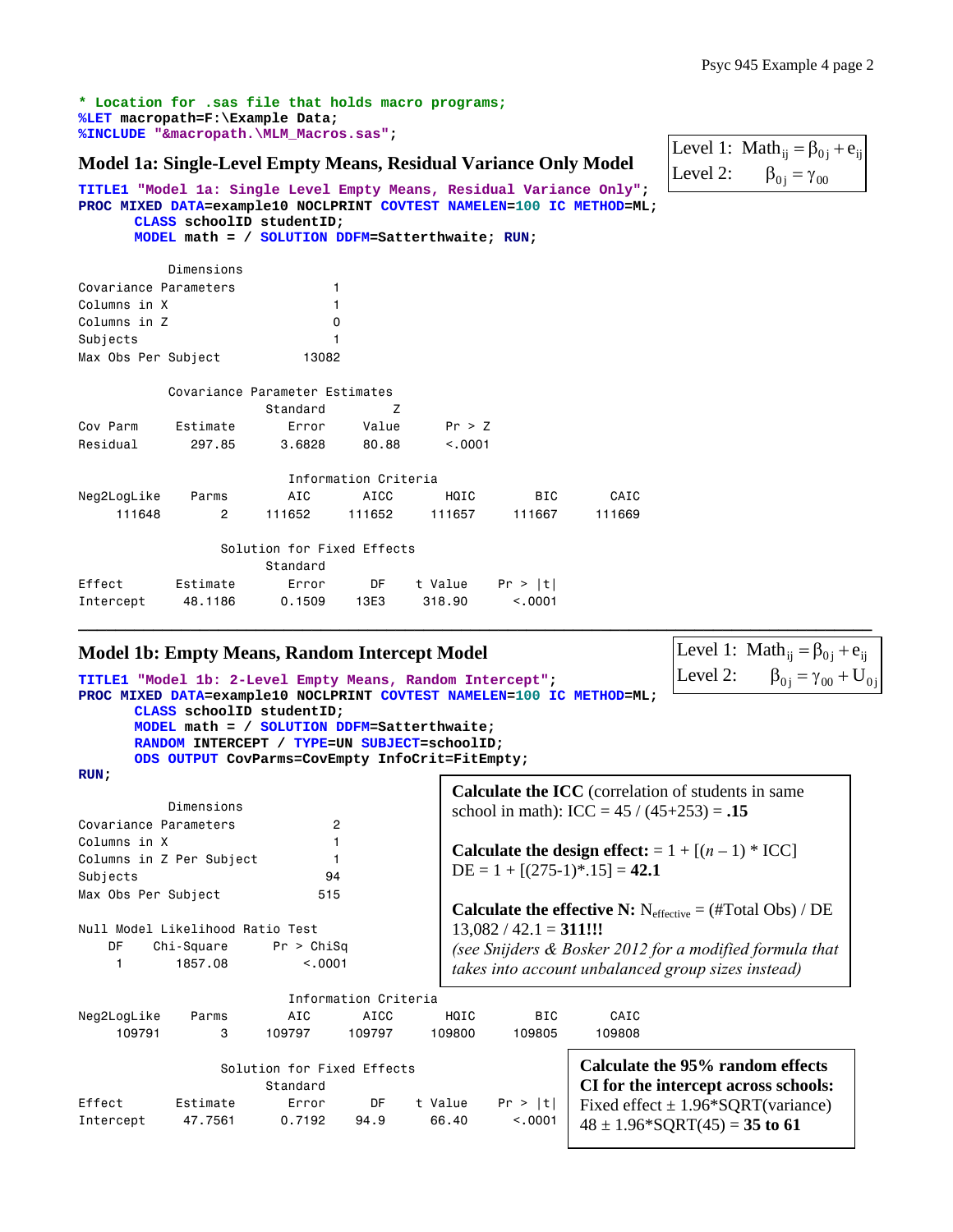```
* Location for .sas file that holds macro programs;
%LET macropath=F:\Example Data;
%INCLUDE "&macropath.\MLM_Macros.sas";
```

## Model 1a: Single-Level Empty Means, Residual Variance Only Model

$$\text{Level 1: } \text{Math}_{ij} = \beta_{0j} + e_{ij}$$
$$\text{Level 2: } \beta_{0j} = \gamma_{00}$$

```
TITLE1 "Model 1a: Single Level Empty Means, Residual Variance Only";
PROC MIXED DATA=example10 NOCLPRINT COVTEST NAMELEN=100 IC METHOD=ML;
      CLASS schoolID studentID;
      MODEL math = / SOLUTION DDFM=Satterthwaite; RUN;
```

```
           Dimensions
Covariance Parameters             1
Columns in X                      1
Columns in Z                      0
Subjects                          1
Max Obs Per Subject           13082

           Covariance Parameter Estimates
                      Standard         Z
Cov Parm     Estimate      Error     Value      Pr > Z
Residual       297.85     3.6828     80.88      <.0001

                          Information Criteria
Neg2LogLike     Parms       AIC       AICC       HQIC        BIC       CAIC
     111648         2    111652     111652     111657     111667     111669

                 Solution for Fixed Effects
                      Standard
Effect       Estimate      Error      DF    t Value     Pr > |t|
Intercept     48.1186     0.1509    13E3     318.90       <.0001
```

---

## Model 1b: Empty Means, Random Intercept Model

$$\text{Level 1: } \text{Math}_{ij} = \beta_{0j} + e_{ij}$$
$$\text{Level 2: } \beta_{0j} = \gamma_{00} + U_{0j}$$

```
TITLE1 "Model 1b: 2-Level Empty Means, Random Intercept";
PROC MIXED DATA=example10 NOCLPRINT COVTEST NAMELEN=100 IC METHOD=ML;
      CLASS schoolID studentID;
      MODEL math = / SOLUTION DDFM=Satterthwaite;
      RANDOM INTERCEPT / TYPE=UN SUBJECT=schoolID;
      ODS OUTPUT CovParms=CovEmpty InfoCrit=FitEmpty;
RUN;
```

```
           Dimensions
Covariance Parameters             2
Columns in X                      1
Columns in Z Per Subject          1
Subjects                         94
Max Obs Per Subject             515

Null Model Likelihood Ratio Test
    DF    Chi-Square      Pr > ChiSq
     1       1857.08          <.0001
```

**Calculate the ICC** (correlation of students in same school in math): ICC = 45 / (45+253) = **.15**

**Calculate the design effect:** = 1 + [($n$ – 1) * ICC]
DE = 1 + [(275-1)*.15] = **42.1**

**Calculate the effective N:** $N_{effective}$ = (#Total Obs) / DE
13,082 / 42.1 = **311!!!**
*(see Snijders & Bosker 2012 for a modified formula that takes into account unbalanced group sizes instead)*

```
                          Information Criteria
Neg2LogLike     Parms       AIC       AICC       HQIC        BIC       CAIC
     109791         3    109797     109797     109800     109805     109808

                 Solution for Fixed Effects
                      Standard
Effect       Estimate      Error      DF    t Value     Pr > |t|
Intercept     47.7561     0.7192    94.9      66.40       <.0001
```

**Calculate the 95% random effects CI for the intercept across schools:**
Fixed effect ± 1.96*SQRT(variance)
48 ± 1.96*SQRT(45) = **35 to 61**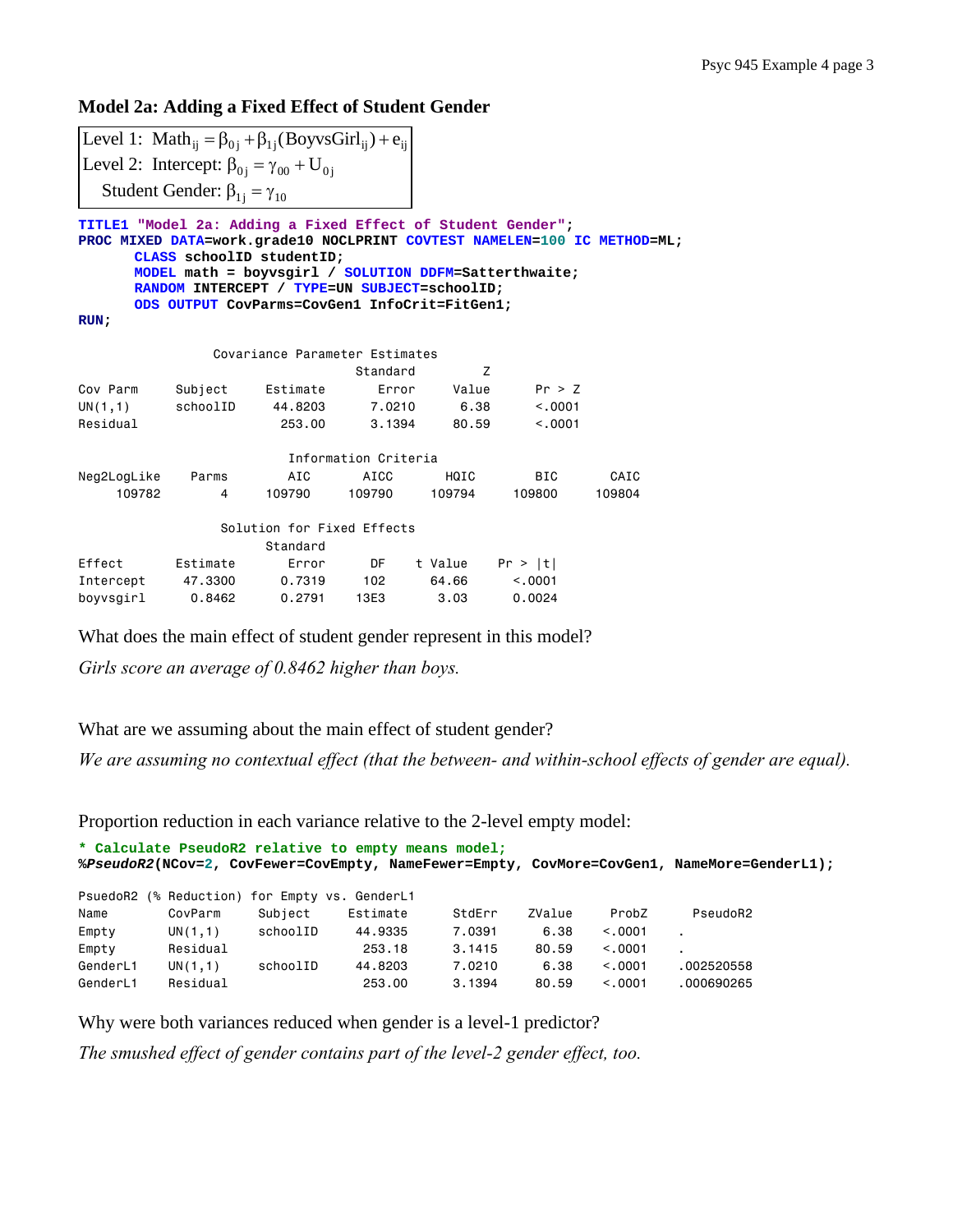### Model 2a: Adding a Fixed Effect of Student Gender

Level 1: $\text{Math}_{ij} = \beta_{0j} + \beta_{1j}(\text{BoyvsGirl}_{ij}) + e_{ij}$

Level 2: Intercept: $\beta_{0j} = \gamma_{00} + U_{0j}$

Student Gender: $\beta_{1j} = \gamma_{10}$

```
TITLE1 "Model 2a: Adding a Fixed Effect of Student Gender";
PROC MIXED DATA=work.grade10 NOCLPRINT COVTEST NAMELEN=100 IC METHOD=ML;
      CLASS schoolID studentID;
      MODEL math = boyvsgirl / SOLUTION DDFM=Satterthwaite;
      RANDOM INTERCEPT / TYPE=UN SUBJECT=schoolID;
      ODS OUTPUT CovParms=CovGen1 InfoCrit=FitGen1;
RUN;
```

Covariance Parameter Estimates

| Cov Parm | Subject | Estimate | Standard Error | Z Value | Pr > Z |
|---|---|---|---|---|---|
| UN(1,1) | schoolID | 44.8203 | 7.0210 | 6.38 | <.0001 |
| Residual | | 253.00 | 3.1394 | 80.59 | <.0001 |

Information Criteria

| Neg2LogLike | Parms | AIC | AICC | HQIC | BIC | CAIC |
|---|---|---|---|---|---|---|
| 109782 | 4 | 109790 | 109790 | 109794 | 109800 | 109804 |

Solution for Fixed Effects

| Effect | Estimate | Standard Error | DF | t Value | Pr > \|t\| |
|---|---|---|---|---|---|
| Intercept | 47.3300 | 0.7319 | 102 | 64.66 | <.0001 |
| boyvsgirl | 0.8462 | 0.2791 | 13E3 | 3.03 | 0.0024 |

What does the main effect of student gender represent in this model?

*Girls score an average of 0.8462 higher than boys.*

What are we assuming about the main effect of student gender?

*We are assuming no contextual effect (that the between- and within-school effects of gender are equal).*

Proportion reduction in each variance relative to the 2-level empty model:

```
* Calculate PseudoR2 relative to empty means model;
%PseudoR2(NCov=2, CovFewer=CovEmpty, NameFewer=Empty, CovMore=CovGen1, NameMore=GenderL1);
```

PsuedoR2 (% Reduction) for Empty vs. GenderL1

| Name | CovParm | Subject | Estimate | StdErr | ZValue | ProbZ | PseudoR2 |
|---|---|---|---|---|---|---|---|
| Empty | UN(1,1) | schoolID | 44.9335 | 7.0391 | 6.38 | <.0001 | . |
| Empty | Residual | | 253.18 | 3.1415 | 80.59 | <.0001 | . |
| GenderL1 | UN(1,1) | schoolID | 44.8203 | 7.0210 | 6.38 | <.0001 | .002520558 |
| GenderL1 | Residual | | 253.00 | 3.1394 | 80.59 | <.0001 | .000690265 |

Why were both variances reduced when gender is a level-1 predictor?

*The smushed effect of gender contains part of the level-2 gender effect, too.*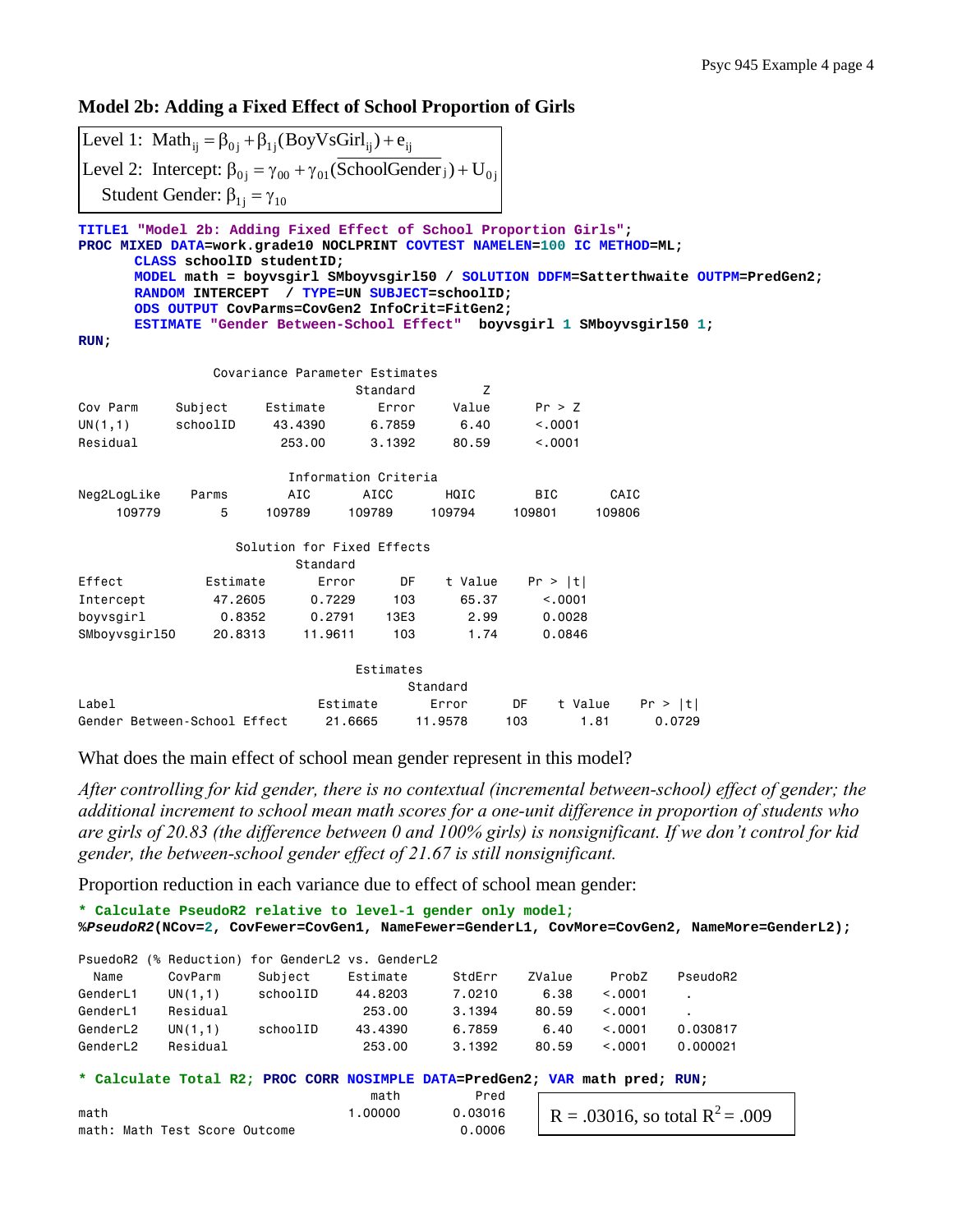## Model 2b: Adding a Fixed Effect of School Proportion of Girls

Level 1: $\text{Math}_{ij} = \beta_{0j} + \beta_{1j}(\text{BoyVsGirl}_{ij}) + e_{ij}$

Level 2: Intercept: $\beta_{0j} = \gamma_{00} + \gamma_{01}(\overline{\text{SchoolGender}}_j) + U_{0j}$

Student Gender: $\beta_{1j} = \gamma_{10}$

```
TITLE1 "Model 2b: Adding Fixed Effect of School Proportion Girls";
PROC MIXED DATA=work.grade10 NOCLPRINT COVTEST NAMELEN=100 IC METHOD=ML;
      CLASS schoolID studentID;
      MODEL math = boyvsgirl SMboyvsgirl50 / SOLUTION DDFM=Satterthwaite OUTPM=PredGen2;
      RANDOM INTERCEPT  / TYPE=UN SUBJECT=schoolID;
      ODS OUTPUT CovParms=CovGen2 InfoCrit=FitGen2;
      ESTIMATE "Gender Between-School Effect"  boyvsgirl 1 SMboyvsgirl50 1;
RUN;
```

Covariance Parameter Estimates

| Cov Parm | Subject | Estimate | Standard Error | Z Value | Pr > Z |
|---|---|---|---|---|---|
| UN(1,1) | schoolID | 43.4390 | 6.7859 | 6.40 | <.0001 |
| Residual | | 253.00 | 3.1392 | 80.59 | <.0001 |

Information Criteria

| Neg2LogLike | Parms | AIC | AICC | HQIC | BIC | CAIC |
|---|---|---|---|---|---|---|
| 109779 | 5 | 109789 | 109789 | 109794 | 109801 | 109806 |

Solution for Fixed Effects

| Effect | Estimate | Standard Error | DF | t Value | Pr > \|t\| |
|---|---|---|---|---|---|
| Intercept | 47.2605 | 0.7229 | 103 | 65.37 | <.0001 |
| boyvsgirl | 0.8352 | 0.2791 | 13E3 | 2.99 | 0.0028 |
| SMboyvsgirl50 | 20.8313 | 11.9611 | 103 | 1.74 | 0.0846 |

Estimates

| Label | Estimate | Standard Error | DF | t Value | Pr > \|t\| |
|---|---|---|---|---|---|
| Gender Between-School Effect | 21.6665 | 11.9578 | 103 | 1.81 | 0.0729 |

What does the main effect of school mean gender represent in this model?

*After controlling for kid gender, there is no contextual (incremental between-school) effect of gender; the additional increment to school mean math scores for a one-unit difference in proportion of students who are girls of 20.83 (the difference between 0 and 100% girls) is nonsignificant. If we don't control for kid gender, the between-school gender effect of 21.67 is still nonsignificant.*

Proportion reduction in each variance due to effect of school mean gender:

```
* Calculate PseudoR2 relative to level-1 gender only model;
%PseudoR2(NCov=2, CovFewer=CovGen1, NameFewer=GenderL1, CovMore=CovGen2, NameMore=GenderL2);
```

PsuedoR2 (% Reduction) for GenderL2 vs. GenderL2

| Name | CovParm | Subject | Estimate | StdErr | ZValue | ProbZ | PseudoR2 |
|---|---|---|---|---|---|---|---|
| GenderL1 | UN(1,1) | schoolID | 44.8203 | 7.0210 | 6.38 | <.0001 | . |
| GenderL1 | Residual | | 253.00 | 3.1394 | 80.59 | <.0001 | . |
| GenderL2 | UN(1,1) | schoolID | 43.4390 | 6.7859 | 6.40 | <.0001 | 0.030817 |
| GenderL2 | Residual | | 253.00 | 3.1392 | 80.59 | <.0001 | 0.000021 |

```
* Calculate Total R2; PROC CORR NOSIMPLE DATA=PredGen2; VAR math pred; RUN;
```

| | math | Pred |
|---|---|---|
| math | 1.00000 | 0.03016 |
| math: Math Test Score Outcome | | 0.0006 |

R = .03016, so total $R^2$ = .009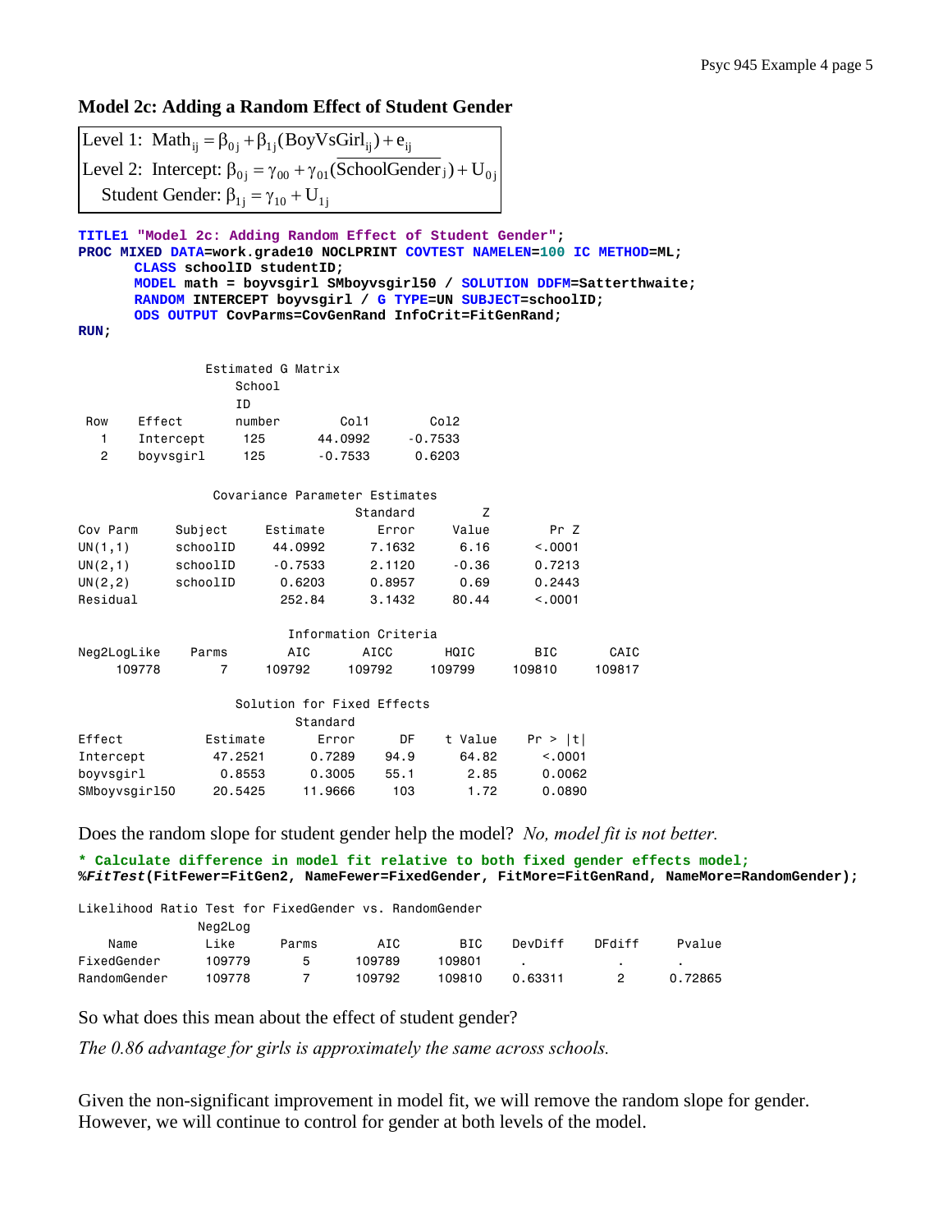### Model 2c: Adding a Random Effect of Student Gender

$$\text{Level 1: } \text{Math}_{ij} = \beta_{0j} + \beta_{1j}(\text{BoyVsGirl}_{ij}) + e_{ij}$$

$$\text{Level 2: Intercept: } \beta_{0j} = \gamma_{00} + \gamma_{01}(\overline{\text{SchoolGender}}_j) + U_{0j}$$

$$\text{Student Gender: } \beta_{1j} = \gamma_{10} + U_{1j}$$

```
TITLE1 "Model 2c: Adding Random Effect of Student Gender";
PROC MIXED DATA=work.grade10 NOCLPRINT COVTEST NAMELEN=100 IC METHOD=ML;
      CLASS schoolID studentID;
      MODEL math = boyvsgirl SMboyvsgirl50 / SOLUTION DDFM=Satterthwaite;
      RANDOM INTERCEPT boyvsgirl / G TYPE=UN SUBJECT=schoolID;
      ODS OUTPUT CovParms=CovGenRand InfoCrit=FitGenRand;
RUN;
```

Estimated G Matrix

| Row | Effect | School ID number | Col1 | Col2 |
|---|---|---|---|---|
| 1 | Intercept | 125 | 44.0992 | -0.7533 |
| 2 | boyvsgirl | 125 | -0.7533 | 0.6203 |

Covariance Parameter Estimates

| Cov Parm | Subject | Estimate | Standard Error | Z Value | Pr Z |
|---|---|---|---|---|---|
| UN(1,1) | schoolID | 44.0992 | 7.1632 | 6.16 | <.0001 |
| UN(2,1) | schoolID | -0.7533 | 2.1120 | -0.36 | 0.7213 |
| UN(2,2) | schoolID | 0.6203 | 0.8957 | 0.69 | 0.2443 |
| Residual | | 252.84 | 3.1432 | 80.44 | <.0001 |

Information Criteria

| Neg2LogLike | Parms | AIC | AICC | HQIC | BIC | CAIC |
|---|---|---|---|---|---|---|
| 109778 | 7 | 109792 | 109792 | 109799 | 109810 | 109817 |

Solution for Fixed Effects

| Effect | Estimate | Standard Error | DF | t Value | Pr > \|t\| |
|---|---|---|---|---|---|
| Intercept | 47.2521 | 0.7289 | 94.9 | 64.82 | <.0001 |
| boyvsgirl | 0.8553 | 0.3005 | 55.1 | 2.85 | 0.0062 |
| SMboyvsgirl50 | 20.5425 | 11.9666 | 103 | 1.72 | 0.0890 |

Does the random slope for student gender help the model? *No, model fit is not better.*

```
* Calculate difference in model fit relative to both fixed gender effects model;
%FitTest(FitFewer=FitGen2, NameFewer=FixedGender, FitMore=FitGenRand, NameMore=RandomGender);
```

Likelihood Ratio Test for FixedGender vs. RandomGender

| Name | Neg2Log Like | Parms | AIC | BIC | DevDiff | DFdiff | Pvalue |
|---|---|---|---|---|---|---|---|
| FixedGender | 109779 | 5 | 109789 | 109801 | . | . | . |
| RandomGender | 109778 | 7 | 109792 | 109810 | 0.63311 | 2 | 0.72865 |

So what does this mean about the effect of student gender?

*The 0.86 advantage for girls is approximately the same across schools.*

Given the non-significant improvement in model fit, we will remove the random slope for gender. However, we will continue to control for gender at both levels of the model.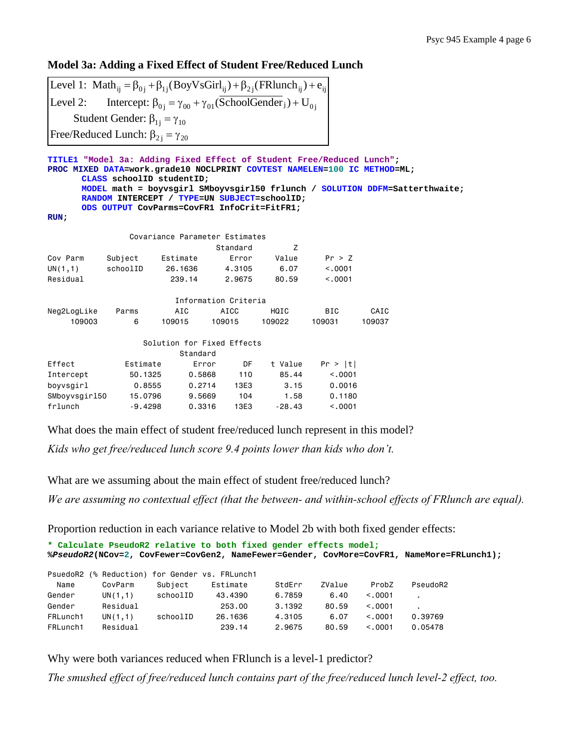### Model 3a: Adding a Fixed Effect of Student Free/Reduced Lunch

Level 1: $\text{Math}_{ij} = \beta_{0j} + \beta_{1j}(\text{BoyVsGirl}_{ij}) + \beta_{2j}(\text{FRlunch}_{ij}) + e_{ij}$

Level 2: Intercept: $\beta_{0j} = \gamma_{00} + \gamma_{01}(\overline{\text{SchoolGender}}_j) + U_{0j}$

Student Gender: $\beta_{1j} = \gamma_{10}$

Free/Reduced Lunch: $\beta_{2j} = \gamma_{20}$

```
TITLE1 "Model 3a: Adding Fixed Effect of Student Free/Reduced Lunch";
PROC MIXED DATA=work.grade10 NOCLPRINT COVTEST NAMELEN=100 IC METHOD=ML;
      CLASS schoolID studentID;
      MODEL math = boyvsgirl SMboyvsgirl50 frlunch / SOLUTION DDFM=Satterthwaite;
      RANDOM INTERCEPT / TYPE=UN SUBJECT=schoolID;
      ODS OUTPUT CovParms=CovFR1 InfoCrit=FitFR1;
RUN;
```

Covariance Parameter Estimates

| Cov Parm | Subject | Estimate | Standard Error | Z Value | Pr > Z |
|---|---|---|---|---|---|
| UN(1,1) | schoolID | 26.1636 | 4.3105 | 6.07 | <.0001 |
| Residual | | 239.14 | 2.9675 | 80.59 | <.0001 |

Information Criteria

| Neg2LogLike | Parms | AIC | AICC | HQIC | BIC | CAIC |
|---|---|---|---|---|---|---|
| 109003 | 6 | 109015 | 109015 | 109022 | 109031 | 109037 |

Solution for Fixed Effects

| Effect | Estimate | Standard Error | DF | t Value | Pr > \|t\| |
|---|---|---|---|---|---|
| Intercept | 50.1325 | 0.5868 | 110 | 85.44 | <.0001 |
| boyvsgirl | 0.8555 | 0.2714 | 13E3 | 3.15 | 0.0016 |
| SMboyvsgirl50 | 15.0796 | 9.5669 | 104 | 1.58 | 0.1180 |
| frlunch | -9.4298 | 0.3316 | 13E3 | -28.43 | <.0001 |

What does the main effect of student free/reduced lunch represent in this model?

*Kids who get free/reduced lunch score 9.4 points lower than kids who don't.*

What are we assuming about the main effect of student free/reduced lunch?

*We are assuming no contextual effect (that the between- and within-school effects of FRlunch are equal).*

Proportion reduction in each variance relative to Model 2b with both fixed gender effects:

```
* Calculate PseudoR2 relative to both fixed gender effects model;
%PseudoR2(NCov=2, CovFewer=CovGen2, NameFewer=Gender, CovMore=CovFR1, NameMore=FRLunch1);
```

PsuedoR2 (% Reduction) for Gender vs. FRLunch1

| Name | CovParm | Subject | Estimate | StdErr | ZValue | ProbZ | PseudoR2 |
|---|---|---|---|---|---|---|---|
| Gender | UN(1,1) | schoolID | 43.4390 | 6.7859 | 6.40 | <.0001 | . |
| Gender | Residual | | 253.00 | 3.1392 | 80.59 | <.0001 | . |
| FRLunch1 | UN(1,1) | schoolID | 26.1636 | 4.3105 | 6.07 | <.0001 | 0.39769 |
| FRLunch1 | Residual | | 239.14 | 2.9675 | 80.59 | <.0001 | 0.05478 |

Why were both variances reduced when FRlunch is a level-1 predictor?

*The smushed effect of free/reduced lunch contains part of the free/reduced lunch level-2 effect, too.*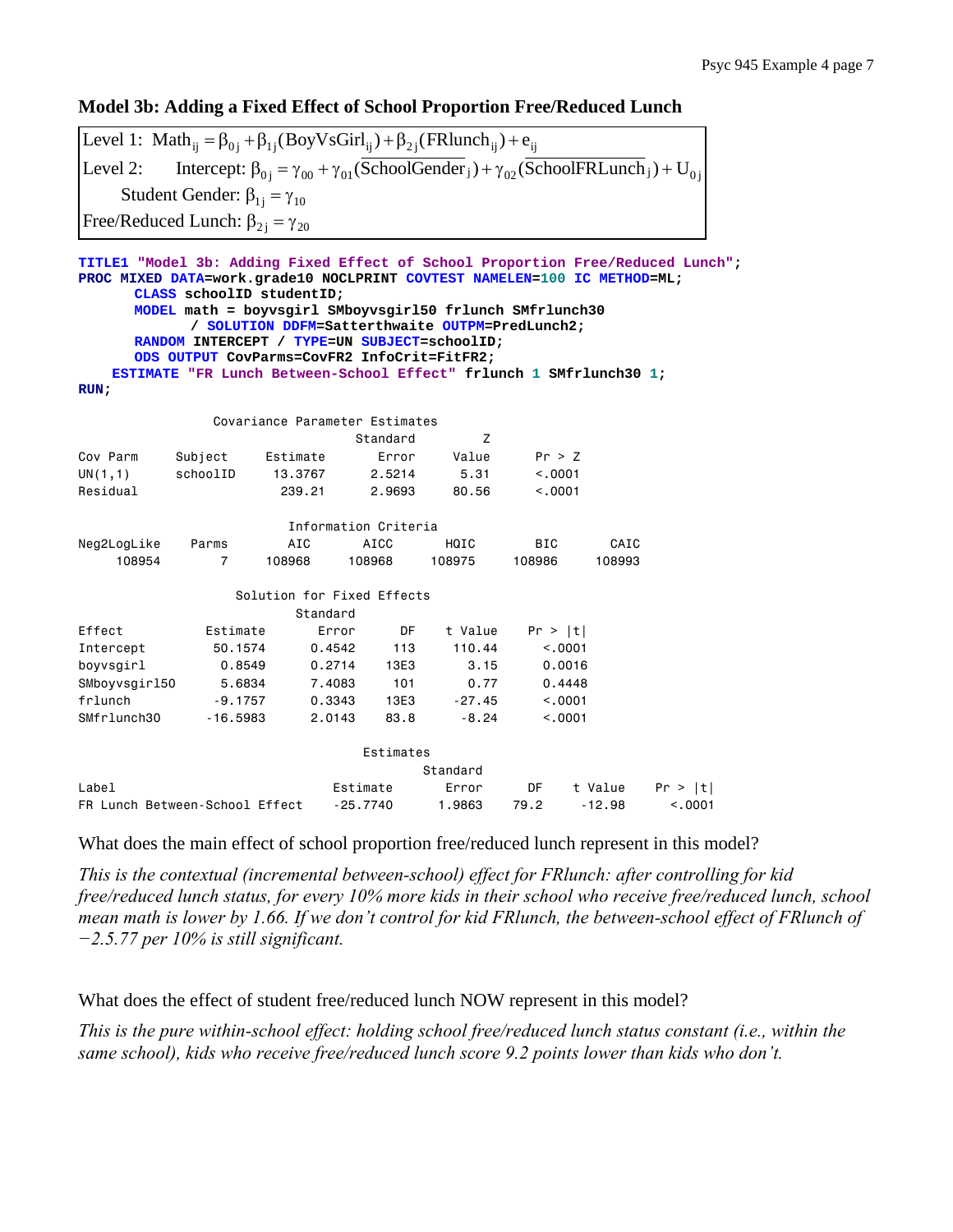**Model 3b: Adding a Fixed Effect of School Proportion Free/Reduced Lunch**

$$\text{Level 1: } \text{Math}_{ij} = \beta_{0j} + \beta_{1j}(\text{BoyVsGirl}_{ij}) + \beta_{2j}(\text{FRlunch}_{ij}) + e_{ij}$$

$$\text{Level 2: } \quad \text{Intercept: } \beta_{0j} = \gamma_{00} + \gamma_{01}(\overline{\text{SchoolGender}}_j) + \gamma_{02}(\overline{\text{SchoolFRLunch}}_j) + U_{0j}$$

$$\text{Student Gender: } \beta_{1j} = \gamma_{10}$$

$$\text{Free/Reduced Lunch: } \beta_{2j} = \gamma_{20}$$

```
TITLE1 "Model 3b: Adding Fixed Effect of School Proportion Free/Reduced Lunch";
PROC MIXED DATA=work.grade10 NOCLPRINT COVTEST NAMELEN=100 IC METHOD=ML;
      CLASS schoolID studentID;
      MODEL math = boyvsgirl SMboyvsgirl50 frlunch SMfrlunch30
            / SOLUTION DDFM=Satterthwaite OUTPM=PredLunch2;
      RANDOM INTERCEPT / TYPE=UN SUBJECT=schoolID;
      ODS OUTPUT CovParms=CovFR2 InfoCrit=FitFR2;
    ESTIMATE "FR Lunch Between-School Effect" frlunch 1 SMfrlunch30 1;
RUN;
```

Covariance Parameter Estimates

| Cov Parm | Subject | Estimate | Standard Error | Z Value | Pr > Z |
|---|---|---|---|---|---|
| UN(1,1) | schoolID | 13.3767 | 2.5214 | 5.31 | <.0001 |
| Residual | | 239.21 | 2.9693 | 80.56 | <.0001 |

Information Criteria

| Neg2LogLike | Parms | AIC | AICC | HQIC | BIC | CAIC |
|---|---|---|---|---|---|---|
| 108954 | 7 | 108968 | 108968 | 108975 | 108986 | 108993 |

Solution for Fixed Effects

| Effect | Estimate | Standard Error | DF | t Value | Pr > \|t\| |
|---|---|---|---|---|---|
| Intercept | 50.1574 | 0.4542 | 113 | 110.44 | <.0001 |
| boyvsgirl | 0.8549 | 0.2714 | 13E3 | 3.15 | 0.0016 |
| SMboyvsgirl50 | 5.6834 | 7.4083 | 101 | 0.77 | 0.4448 |
| frlunch | -9.1757 | 0.3343 | 13E3 | -27.45 | <.0001 |
| SMfrlunch30 | -16.5983 | 2.0143 | 83.8 | -8.24 | <.0001 |

Estimates

| Label | Estimate | Standard Error | DF | t Value | Pr > \|t\| |
|---|---|---|---|---|---|
| FR Lunch Between-School Effect | -25.7740 | 1.9863 | 79.2 | -12.98 | <.0001 |

What does the main effect of school proportion free/reduced lunch represent in this model?

*This is the contextual (incremental between-school) effect for FRlunch: after controlling for kid free/reduced lunch status, for every 10% more kids in their school who receive free/reduced lunch, school mean math is lower by 1.66. If we don't control for kid FRlunch, the between-school effect of FRlunch of −2.5.77 per 10% is still significant.*

What does the effect of student free/reduced lunch NOW represent in this model?

*This is the pure within-school effect: holding school free/reduced lunch status constant (i.e., within the same school), kids who receive free/reduced lunch score 9.2 points lower than kids who don't.*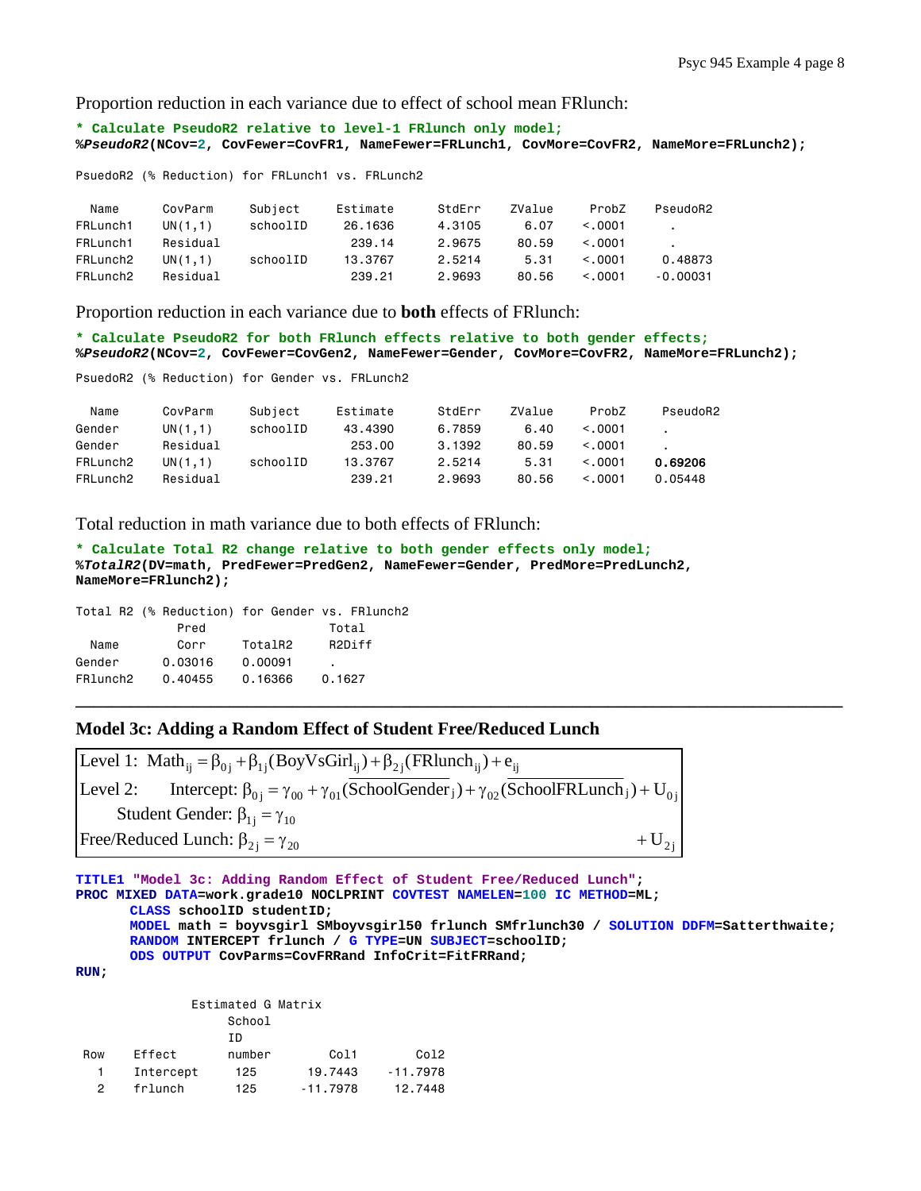Proportion reduction in each variance due to effect of school mean FRlunch:

```
* Calculate PseudoR2 relative to level-1 FRlunch only model;
%PseudoR2(NCov=2, CovFewer=CovFR1, NameFewer=FRLunch1, CovMore=CovFR2, NameMore=FRLunch2);
```

PsuedoR2 (% Reduction) for FRLunch1 vs. FRLunch2

| Name | CovParm | Subject | Estimate | StdErr | ZValue | ProbZ | PseudoR2 |
|---|---|---|---|---|---|---|---|
| FRLunch1 | UN(1,1) | schoolID | 26.1636 | 4.3105 | 6.07 | <.0001 | . |
| FRLunch1 | Residual | | 239.14 | 2.9675 | 80.59 | <.0001 | . |
| FRLunch2 | UN(1,1) | schoolID | 13.3767 | 2.5214 | 5.31 | <.0001 | 0.48873 |
| FRLunch2 | Residual | | 239.21 | 2.9693 | 80.56 | <.0001 | -0.00031 |

Proportion reduction in each variance due to **both** effects of FRlunch:

```
* Calculate PseudoR2 for both FRlunch effects relative to both gender effects;
%PseudoR2(NCov=2, CovFewer=CovGen2, NameFewer=Gender, CovMore=CovFR2, NameMore=FRLunch2);
```

PsuedoR2 (% Reduction) for Gender vs. FRLunch2

| Name | CovParm | Subject | Estimate | StdErr | ZValue | ProbZ | PseudoR2 |
|---|---|---|---|---|---|---|---|
| Gender | UN(1,1) | schoolID | 43.4390 | 6.7859 | 6.40 | <.0001 | . |
| Gender | Residual | | 253.00 | 3.1392 | 80.59 | <.0001 | . |
| FRLunch2 | UN(1,1) | schoolID | 13.3767 | 2.5214 | 5.31 | <.0001 | **0.69206** |
| FRLunch2 | Residual | | 239.21 | 2.9693 | 80.56 | <.0001 | 0.05448 |

Total reduction in math variance due to both effects of FRlunch:

```
* Calculate Total R2 change relative to both gender effects only model;
%TotalR2(DV=math, PredFewer=PredGen2, NameFewer=Gender, PredMore=PredLunch2,
NameMore=FRlunch2);
```

Total R2 (% Reduction) for Gender vs. FRlunch2

| Name | Pred Corr | TotalR2 | Total R2Diff |
|---|---|---|---|
| Gender | 0.03016 | 0.00091 | . |
| FRlunch2 | 0.40455 | 0.16366 | 0.1627 |

---

## Model 3c: Adding a Random Effect of Student Free/Reduced Lunch

Level 1: $\text{Math}_{ij} = \beta_{0j} + \beta_{1j}(\text{BoyVsGirl}_{ij}) + \beta_{2j}(\text{FRlunch}_{ij}) + e_{ij}$

Level 2: Intercept: $\beta_{0j} = \gamma_{00} + \gamma_{01}(\overline{\text{SchoolGender}}_j) + \gamma_{02}(\overline{\text{SchoolFRLunch}}_j) + U_{0j}$

Student Gender: $\beta_{1j} = \gamma_{10}$

Free/Reduced Lunch: $\beta_{2j} = \gamma_{20} \qquad + U_{2j}$

```
TITLE1 "Model 3c: Adding Random Effect of Student Free/Reduced Lunch";
PROC MIXED DATA=work.grade10 NOCLPRINT COVTEST NAMELEN=100 IC METHOD=ML;
      CLASS schoolID studentID;
      MODEL math = boyvsgirl SMboyvsgirl50 frlunch SMfrlunch30 / SOLUTION DDFM=Satterthwaite;
      RANDOM INTERCEPT frlunch / G TYPE=UN SUBJECT=schoolID;
      ODS OUTPUT CovParms=CovFRRand InfoCrit=FitFRRand;
RUN;
```

Estimated G Matrix

| Row | Effect | School ID number | Col1 | Col2 |
|---|---|---|---|---|
| 1 | Intercept | 125 | 19.7443 | -11.7978 |
| 2 | frlunch | 125 | -11.7978 | 12.7448 |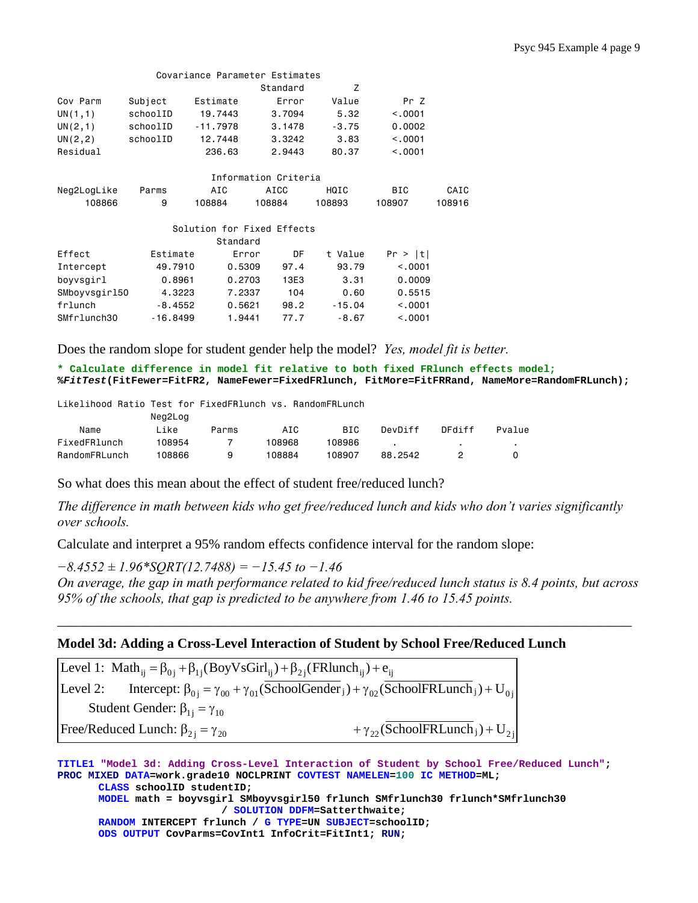Covariance Parameter Estimates

| Cov Parm | Subject | Estimate | Standard Error | Z Value | Pr Z |
|---|---|---|---|---|---|
| UN(1,1) | schoolID | 19.7443 | 3.7094 | 5.32 | <.0001 |
| UN(2,1) | schoolID | -11.7978 | 3.1478 | -3.75 | 0.0002 |
| UN(2,2) | schoolID | 12.7448 | 3.3242 | 3.83 | <.0001 |
| Residual | | 236.63 | 2.9443 | 80.37 | <.0001 |

Information Criteria

| Neg2LogLike | Parms | AIC | AICC | HQIC | BIC | CAIC |
|---|---|---|---|---|---|---|
| 108866 | 9 | 108884 | 108884 | 108893 | 108907 | 108916 |

Solution for Fixed Effects

| Effect | Estimate | Standard Error | DF | t Value | Pr > \|t\| |
|---|---|---|---|---|---|
| Intercept | 49.7910 | 0.5309 | 97.4 | 93.79 | <.0001 |
| boyvsgirl | 0.8961 | 0.2703 | 13E3 | 3.31 | 0.0009 |
| SMboyvsgirl50 | 4.3223 | 7.2337 | 104 | 0.60 | 0.5515 |
| frlunch | -8.4552 | 0.5621 | 98.2 | -15.04 | <.0001 |
| SMfrlunch30 | -16.8499 | 1.9441 | 77.7 | -8.67 | <.0001 |

Does the random slope for student gender help the model? *Yes, model fit is better.*

```
* Calculate difference in model fit relative to both fixed FRlunch effects model;
%FitTest(FitFewer=FitFR2, NameFewer=FixedFRlunch, FitMore=FitFRRand, NameMore=RandomFRLunch);
```

Likelihood Ratio Test for FixedFRlunch vs. RandomFRLunch

| Name | Neg2Log Like | Parms | AIC | BIC | DevDiff | DFdiff | Pvalue |
|---|---|---|---|---|---|---|---|
| FixedFRlunch | 108954 | 7 | 108968 | 108986 | . | . | . |
| RandomFRLunch | 108866 | 9 | 108884 | 108907 | 88.2542 | 2 | 0 |

So what does this mean about the effect of student free/reduced lunch?

*The difference in math between kids who get free/reduced lunch and kids who don't varies significantly over schools.*

Calculate and interpret a 95% random effects confidence interval for the random slope:

*−8.4552 ± 1.96\*SQRT(12.7488) = −15.45 to −1.46*
*On average, the gap in math performance related to kid free/reduced lunch status is 8.4 points, but across 95% of the schools, that gap is predicted to be anywhere from 1.46 to 15.45 points.*

---

### Model 3d: Adding a Cross-Level Interaction of Student by School Free/Reduced Lunch

Level 1: $\text{Math}_{ij} = \beta_{0j} + \beta_{1j}(\text{BoyVsGirl}_{ij}) + \beta_{2j}(\text{FRlunch}_{ij}) + e_{ij}$

Level 2: Intercept: $\beta_{0j} = \gamma_{00} + \gamma_{01}(\overline{\text{SchoolGender}}_j) + \gamma_{02}(\overline{\text{SchoolFRLunch}}_j) + U_{0j}$

Student Gender: $\beta_{1j} = \gamma_{10}$

Free/Reduced Lunch: $\beta_{2j} = \gamma_{20} + \gamma_{22}(\overline{\text{SchoolFRLunch}}_j) + U_{2j}$

```
TITLE1 "Model 3d: Adding Cross-Level Interaction of Student by School Free/Reduced Lunch";
PROC MIXED DATA=work.grade10 NOCLPRINT COVTEST NAMELEN=100 IC METHOD=ML;
      CLASS schoolID studentID;
      MODEL math = boyvsgirl SMboyvsgirl50 frlunch SMfrlunch30 frlunch*SMfrlunch30
                        / SOLUTION DDFM=Satterthwaite;
      RANDOM INTERCEPT frlunch / G TYPE=UN SUBJECT=schoolID;
      ODS OUTPUT CovParms=CovInt1 InfoCrit=FitInt1; RUN;
```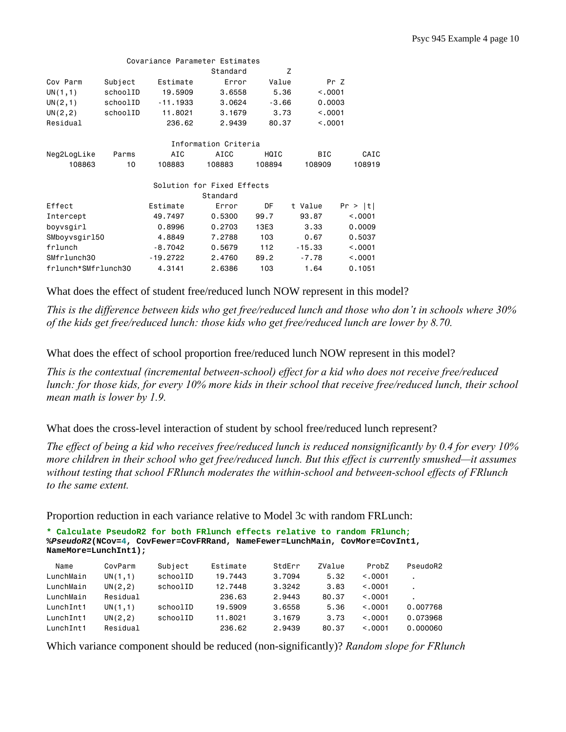Covariance Parameter Estimates

| Cov Parm | Subject | Estimate | Standard Error | Z Value | Pr Z |
|---|---|---|---|---|---|
| UN(1,1) | schoolID | 19.5909 | 3.6558 | 5.36 | <.0001 |
| UN(2,1) | schoolID | -11.1933 | 3.0624 | -3.66 | 0.0003 |
| UN(2,2) | schoolID | 11.8021 | 3.1679 | 3.73 | <.0001 |
| Residual | | 236.62 | 2.9439 | 80.37 | <.0001 |

Information Criteria

| Neg2LogLike | Parms | AIC | AICC | HQIC | BIC | CAIC |
|---|---|---|---|---|---|---|
| 108863 | 10 | 108883 | 108883 | 108894 | 108909 | 108919 |

Solution for Fixed Effects

| Effect | Estimate | Standard Error | DF | t Value | Pr > \|t\| |
|---|---|---|---|---|---|
| Intercept | 49.7497 | 0.5300 | 99.7 | 93.87 | <.0001 |
| boyvsgirl | 0.8996 | 0.2703 | 13E3 | 3.33 | 0.0009 |
| SMboyvsgirl50 | 4.8849 | 7.2788 | 103 | 0.67 | 0.5037 |
| frlunch | -8.7042 | 0.5679 | 112 | -15.33 | <.0001 |
| SMfrlunch30 | -19.2722 | 2.4760 | 89.2 | -7.78 | <.0001 |
| frlunch*SMfrlunch30 | 4.3141 | 2.6386 | 103 | 1.64 | 0.1051 |

What does the effect of student free/reduced lunch NOW represent in this model?

*This is the difference between kids who get free/reduced lunch and those who don't in schools where 30% of the kids get free/reduced lunch: those kids who get free/reduced lunch are lower by 8.70.*

What does the effect of school proportion free/reduced lunch NOW represent in this model?

*This is the contextual (incremental between-school) effect for a kid who does not receive free/reduced lunch: for those kids, for every 10% more kids in their school that receive free/reduced lunch, their school mean math is lower by 1.9.*

What does the cross-level interaction of student by school free/reduced lunch represent?

*The effect of being a kid who receives free/reduced lunch is reduced nonsignificantly by 0.4 for every 10% more children in their school who get free/reduced lunch. But this effect is currently smushed—it assumes without testing that school FRlunch moderates the within-school and between-school effects of FRlunch to the same extent.*

Proportion reduction in each variance relative to Model 3c with random FRLunch:

```
* Calculate PseudoR2 for both FRlunch effects relative to random FRlunch;
%PseudoR2(NCov=4, CovFewer=CovFRRand, NameFewer=LunchMain, CovMore=CovInt1,
NameMore=LunchInt1);
```

| Name | CovParm | Subject | Estimate | StdErr | ZValue | ProbZ | PseudoR2 |
|---|---|---|---|---|---|---|---|
| LunchMain | UN(1,1) | schoolID | 19.7443 | 3.7094 | 5.32 | <.0001 | . |
| LunchMain | UN(2,2) | schoolID | 12.7448 | 3.3242 | 3.83 | <.0001 | . |
| LunchMain | Residual | | 236.63 | 2.9443 | 80.37 | <.0001 | . |
| LunchInt1 | UN(1,1) | schoolID | 19.5909 | 3.6558 | 5.36 | <.0001 | 0.007768 |
| LunchInt1 | UN(2,2) | schoolID | 11.8021 | 3.1679 | 3.73 | <.0001 | 0.073968 |
| LunchInt1 | Residual | | 236.62 | 2.9439 | 80.37 | <.0001 | 0.000060 |

Which variance component should be reduced (non-significantly)? *Random slope for FRlunch*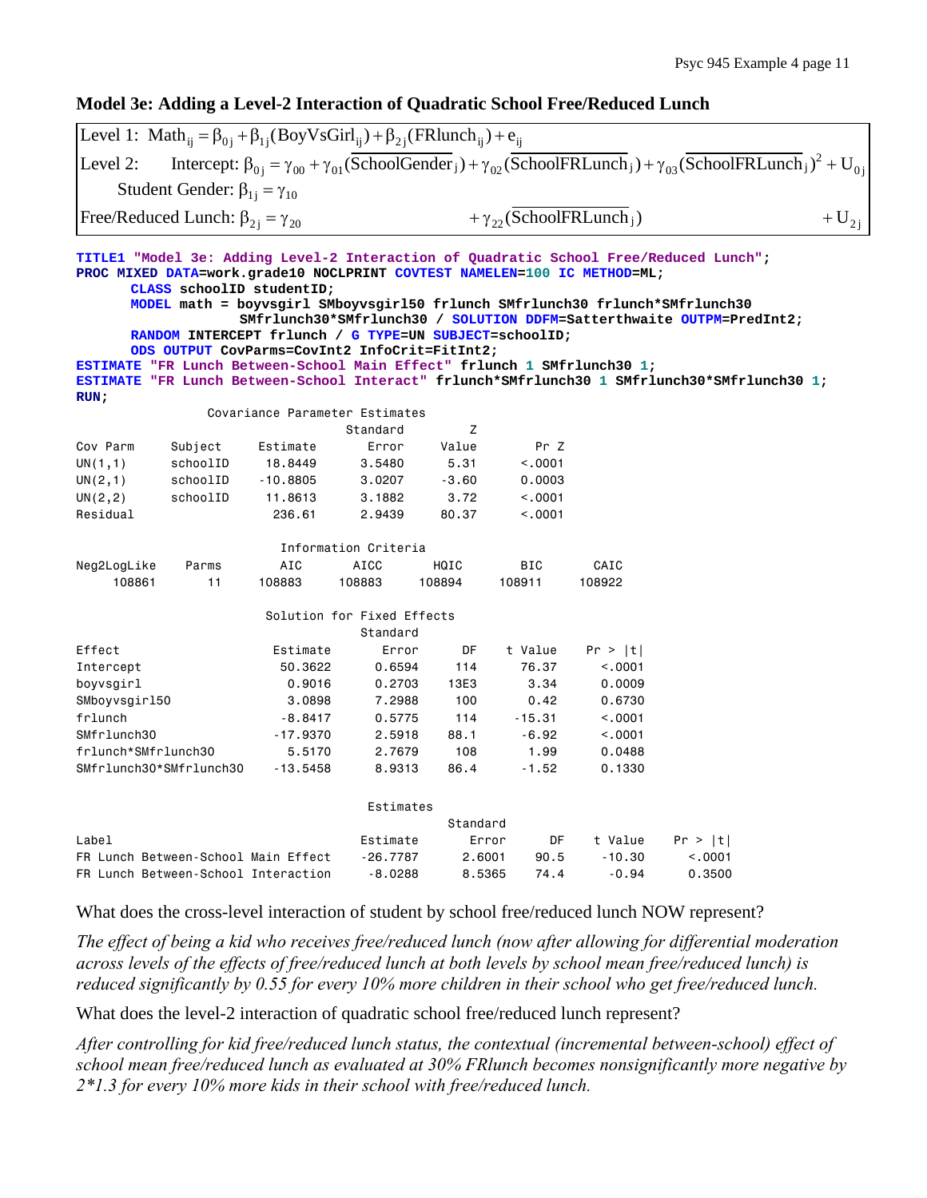**Model 3e: Adding a Level-2 Interaction of Quadratic School Free/Reduced Lunch**

Level 1: $\text{Math}_{ij} = \beta_{0j} + \beta_{1j}(\text{BoyVsGirl}_{ij}) + \beta_{2j}(\text{FRlunch}_{ij}) + e_{ij}$

Level 2: Intercept: $\beta_{0j} = \gamma_{00} + \gamma_{01}(\overline{\text{SchoolGender}}_j) + \gamma_{02}(\overline{\text{SchoolFRLunch}}_j) + \gamma_{03}(\overline{\text{SchoolFRLunch}}_j)^2 + U_{0j}$

Student Gender: $\beta_{1j} = \gamma_{10}$

Free/Reduced Lunch: $\beta_{2j} = \gamma_{20} + \gamma_{22}(\overline{\text{SchoolFRLunch}}_j) + U_{2j}$

```
TITLE1 "Model 3e: Adding Level-2 Interaction of Quadratic School Free/Reduced Lunch";
PROC MIXED DATA=work.grade10 NOCLPRINT COVTEST NAMELEN=100 IC METHOD=ML;
      CLASS schoolID studentID;
      MODEL math = boyvsgirl SMboyvsgirl50 frlunch SMfrlunch30 frlunch*SMfrlunch30
                   SMfrlunch30*SMfrlunch30 / SOLUTION DDFM=Satterthwaite OUTPM=PredInt2;
      RANDOM INTERCEPT frlunch / G TYPE=UN SUBJECT=schoolID;
      ODS OUTPUT CovParms=CovInt2 InfoCrit=FitInt2;
ESTIMATE "FR Lunch Between-School Main Effect" frlunch 1 SMfrlunch30 1;
ESTIMATE "FR Lunch Between-School Interact" frlunch*SMfrlunch30 1 SMfrlunch30*SMfrlunch30 1;
RUN;
```

Covariance Parameter Estimates

| Cov Parm | Subject | Estimate | Standard Error | Z Value | Pr Z |
|---|---|---|---|---|---|
| UN(1,1) | schoolID | 18.8449 | 3.5480 | 5.31 | <.0001 |
| UN(2,1) | schoolID | -10.8805 | 3.0207 | -3.60 | 0.0003 |
| UN(2,2) | schoolID | 11.8613 | 3.1882 | 3.72 | <.0001 |
| Residual | | 236.61 | 2.9439 | 80.37 | <.0001 |

Information Criteria

| Neg2LogLike | Parms | AIC | AICC | HQIC | BIC | CAIC |
|---|---|---|---|---|---|---|
| 108861 | 11 | 108883 | 108883 | 108894 | 108911 | 108922 |

Solution for Fixed Effects

| Effect | Estimate | Standard Error | DF | t Value | Pr > \|t\| |
|---|---|---|---|---|---|
| Intercept | 50.3622 | 0.6594 | 114 | 76.37 | <.0001 |
| boyvsgirl | 0.9016 | 0.2703 | 13E3 | 3.34 | 0.0009 |
| SMboyvsgirl50 | 3.0898 | 7.2988 | 100 | 0.42 | 0.6730 |
| frlunch | -8.8417 | 0.5775 | 114 | -15.31 | <.0001 |
| SMfrlunch30 | -17.9370 | 2.5918 | 88.1 | -6.92 | <.0001 |
| frlunch*SMfrlunch30 | 5.5170 | 2.7679 | 108 | 1.99 | 0.0488 |
| SMfrlunch30*SMfrlunch30 | -13.5458 | 8.9313 | 86.4 | -1.52 | 0.1330 |

Estimates

| Label | Estimate | Standard Error | DF | t Value | Pr > \|t\| |
|---|---|---|---|---|---|
| FR Lunch Between-School Main Effect | -26.7787 | 2.6001 | 90.5 | -10.30 | <.0001 |
| FR Lunch Between-School Interaction | -8.0288 | 8.5365 | 74.4 | -0.94 | 0.3500 |

What does the cross-level interaction of student by school free/reduced lunch NOW represent?

*The effect of being a kid who receives free/reduced lunch (now after allowing for differential moderation across levels of the effects of free/reduced lunch at both levels by school mean free/reduced lunch) is reduced significantly by 0.55 for every 10% more children in their school who get free/reduced lunch.*

What does the level-2 interaction of quadratic school free/reduced lunch represent?

*After controlling for kid free/reduced lunch status, the contextual (incremental between-school) effect of school mean free/reduced lunch as evaluated at 30% FRlunch becomes nonsignificantly more negative by 2\*1.3 for every 10% more kids in their school with free/reduced lunch.*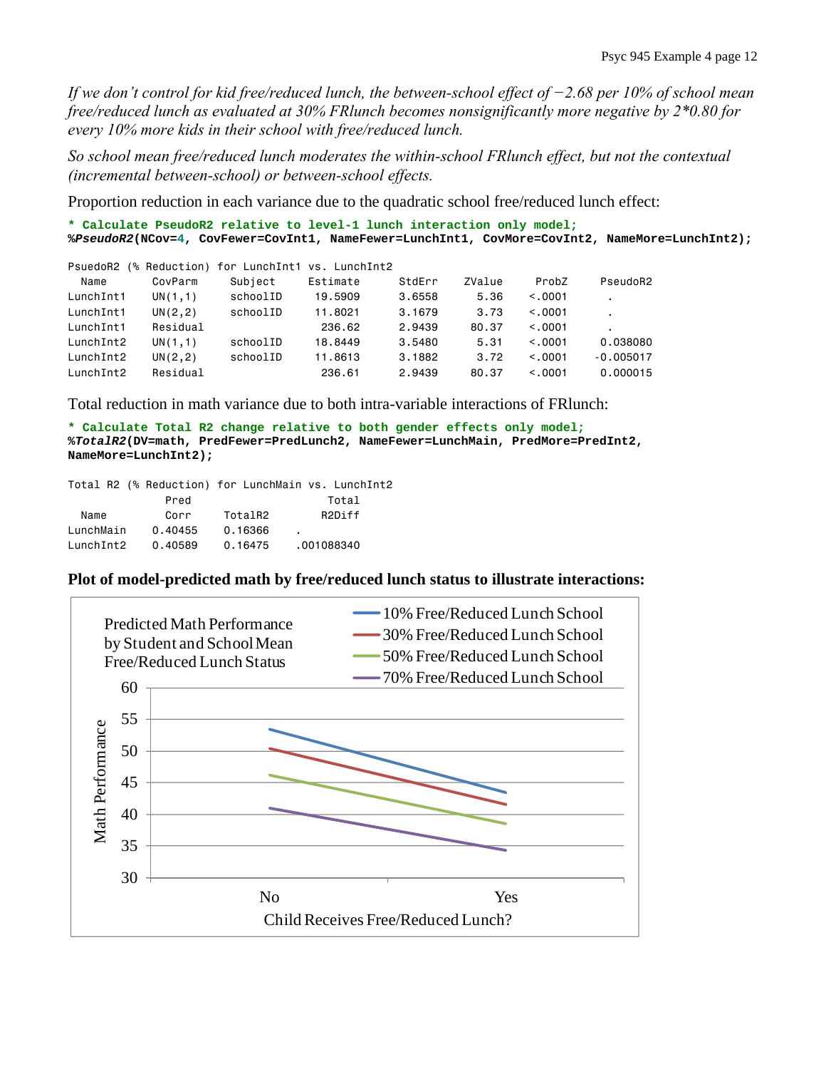*If we don't control for kid free/reduced lunch, the between-school effect of −2.68 per 10% of school mean free/reduced lunch as evaluated at 30% FRlunch becomes nonsignificantly more negative by 2*0.80 for every 10% more kids in their school with free/reduced lunch.*

*So school mean free/reduced lunch moderates the within-school FRlunch effect, but not the contextual (incremental between-school) or between-school effects.*

Proportion reduction in each variance due to the quadratic school free/reduced lunch effect:

```
* Calculate PseudoR2 relative to level-1 lunch interaction only model;
%PseudoR2(NCov=4, CovFewer=CovInt1, NameFewer=LunchInt1, CovMore=CovInt2, NameMore=LunchInt2);
```

```
PsuedoR2 (% Reduction) for LunchInt1 vs. LunchInt2
  Name       CovParm     Subject     Estimate      StdErr    ZValue     ProbZ     PseudoR2
LunchInt1    UN(1,1)     schoolID     19.5909      3.6558      5.36    <.0001        .
LunchInt1    UN(2,2)     schoolID     11.8021      3.1679      3.73    <.0001        .
LunchInt1    Residual                  236.62      2.9439     80.37    <.0001        .
LunchInt2    UN(1,1)     schoolID     18.8449      3.5480      5.31    <.0001     0.038080
LunchInt2    UN(2,2)     schoolID     11.8613      3.1882      3.72    <.0001    -0.005017
LunchInt2    Residual                  236.61      2.9439     80.37    <.0001     0.000015
```

Total reduction in math variance due to both intra-variable interactions of FRlunch:

```
* Calculate Total R2 change relative to both gender effects only model;
%TotalR2(DV=math, PredFewer=PredLunch2, NameFewer=LunchMain, PredMore=PredInt2,
NameMore=LunchInt2);
```

```
Total R2 (% Reduction) for LunchMain vs. LunchInt2
              Pred                       Total
  Name        Corr       TotalR2        R2Diff
LunchMain    0.40455     0.16366      .
LunchInt2    0.40589     0.16475     .001088340
```

**Plot of model-predicted math by free/reduced lunch status to illustrate interactions:**

Predicted Math Performance by Student and School Mean Free/Reduced Lunch Status

10% Free/Reduced Lunch School
30% Free/Reduced Lunch School
50% Free/Reduced Lunch School
70% Free/Reduced Lunch School

Math Performance

60
55
50
45
40
35
30

No
Yes

Child Receives Free/Reduced Lunch?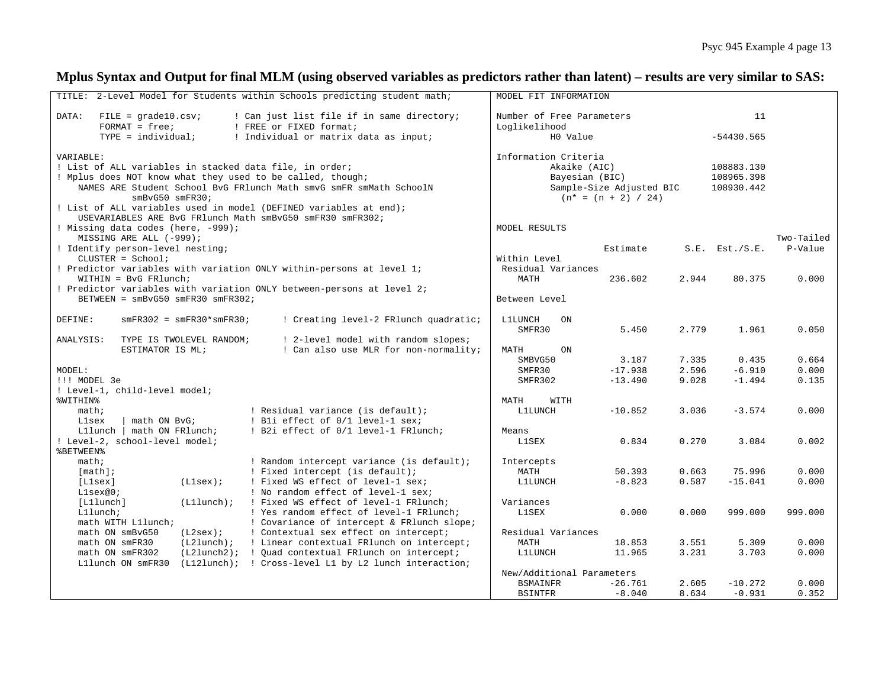**Mplus Syntax and Output for final MLM (using observed variables as predictors rather than latent) – results are very similar to SAS:**

```
TITLE:  2-Level Model for Students within Schools predicting student math;

DATA:   FILE = grade10.csv;      ! Can just list file if in same directory;
        FORMAT = free;           ! FREE or FIXED format;
        TYPE = individual;       ! Individual or matrix data as input;

VARIABLE:
! List of ALL variables in stacked data file, in order;
! Mplus does NOT know what they used to be called, though;
    NAMES ARE Student School BvG FRlunch Math smvG smFR smMath SchoolN
              smBvG50 smFR30;
! List of ALL variables used in model (DEFINED variables at end);
    USEVARIABLES ARE BvG FRlunch Math smBvG50 smFR30 smFR302;
! Missing data codes (here, -999);
    MISSING ARE ALL (-999);
! Identify person-level nesting;
    CLUSTER = School;
! Predictor variables with variation ONLY within-persons at level 1;
    WITHIN = BvG FRlunch;
! Predictor variables with variation ONLY between-persons at level 2;
    BETWEEN = smBvG50 smFR30 smFR302;

DEFINE:     smFR302 = smFR30*smFR30;      ! Creating level-2 FRlunch quadratic;

ANALYSIS:   TYPE IS TWOLEVEL RANDOM;      ! 2-level model with random slopes;
            ESTIMATOR IS ML;              ! Can also use MLR for non-normality;

MODEL:
!!! MODEL 3e
! Level-1, child-level model;
%WITHIN%
    math;                           ! Residual variance (is default);
    L1sex   | math ON BvG;          ! B1i effect of 0/1 level-1 sex;
    L1lunch | math ON FRlunch;      ! B2i effect of 0/1 level-1 FRlunch;
! Level-2, school-level model;
%BETWEEN%
    math;                           ! Random intercept variance (is default);
    [math];                         ! Fixed intercept (is default);
    [L1sex]            (L1sex);     ! Fixed WS effect of level-1 sex;
    L1sex@0;                        ! No random effect of level-1 sex;
    [L1lunch]          (L1lunch);   ! Fixed WS effect of level-1 FRlunch;
    L1lunch;                        ! Yes random effect of level-1 FRlunch;
    math WITH L1lunch;              ! Covariance of intercept & FRlunch slope;
    math ON smBvG50    (L2sex);     ! Contextual sex effect on intercept;
    math ON smFR30     (L2lunch);   ! Linear contextual FRlunch on intercept;
    math ON smFR302    (L2lunch2);  ! Quad contextual FRlunch on intercept;
    L1lunch ON smFR30  (L12lunch);  ! Cross-level L1 by L2 lunch interaction;
```

```
MODEL FIT INFORMATION

Number of Free Parameters                       11
Loglikelihood
          H0 Value                      -54430.565

Information Criteria
          Akaike (AIC)                  108883.130
          Bayesian (BIC)                108965.398
          Sample-Size Adjusted BIC      108930.442
            (n* = (n + 2) / 24)


MODEL RESULTS
                                                    Two-Tailed
                    Estimate       S.E.  Est./S.E.    P-Value
Within Level
 Residual Variances
    MATH             236.602      2.944     80.375      0.000

Between Level

 L1LUNCH    ON
    SMFR30             5.450      2.779      1.961      0.050

 MATH       ON
    SMBVG50            3.187      7.335      0.435      0.664
    SMFR30           -17.938      2.596     -6.910      0.000
    SMFR302          -13.490      9.028     -1.494      0.135

 MATH     WITH
    L1LUNCH          -10.852      3.036     -3.574      0.000

 Means
    L1SEX              0.834      0.270      3.084      0.002

 Intercepts
    MATH              50.393      0.663     75.996      0.000
    L1LUNCH           -8.823      0.587    -15.041      0.000

 Variances
    L1SEX              0.000      0.000    999.000    999.000

 Residual Variances
    MATH              18.853      3.551      5.309      0.000
    L1LUNCH           11.965      3.231      3.703      0.000

 New/Additional Parameters
    BSMAINFR         -26.761      2.605    -10.272      0.000
    BSINTFR           -8.040      8.634     -0.931      0.352
```